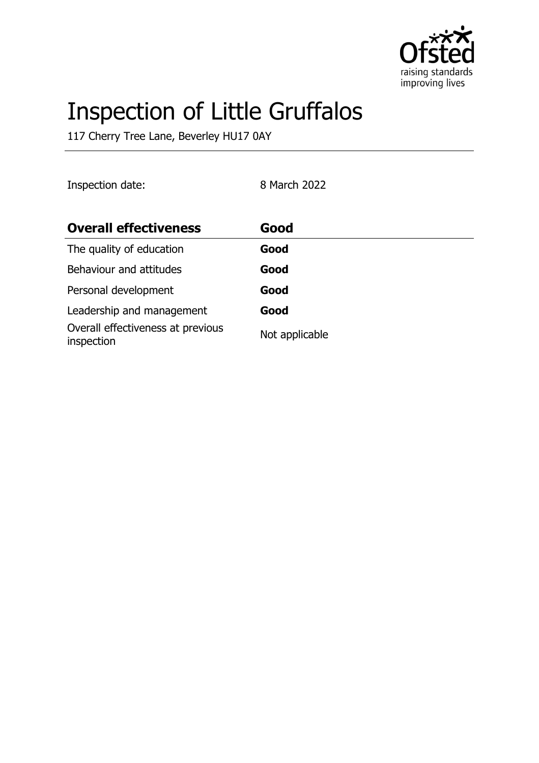# Inspection of Little Gruffalos

117 Cherry Tree Lane, Beverley HU17 0AY

Inspection date: 8 March 2022

| **Overall effectiveness** | **Good** |
|---|---|
| The quality of education | **Good** |
| Behaviour and attitudes | **Good** |
| Personal development | **Good** |
| Leadership and management | **Good** |
| Overall effectiveness at previous inspection | Not applicable |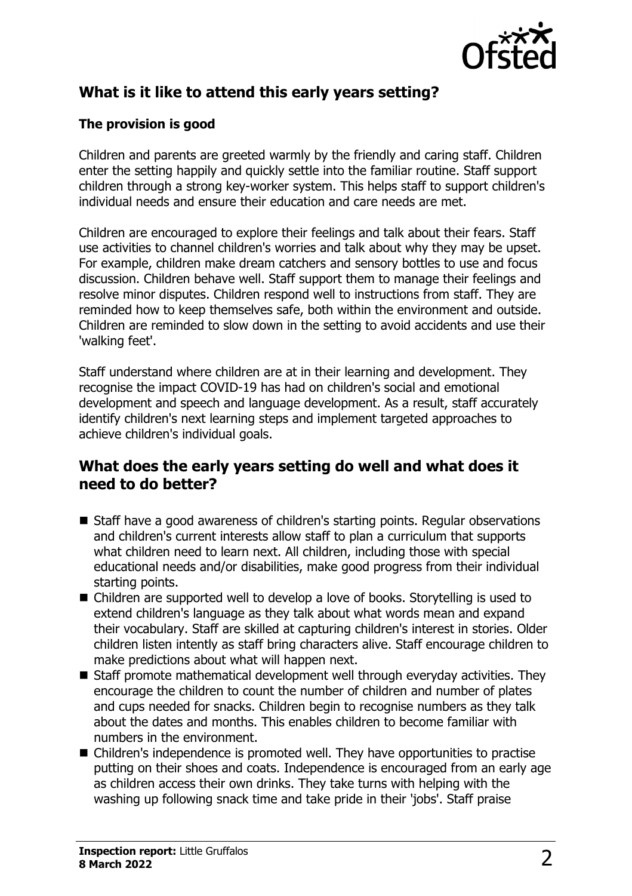## What is it like to attend this early years setting?

### The provision is good

Children and parents are greeted warmly by the friendly and caring staff. Children enter the setting happily and quickly settle into the familiar routine. Staff support children through a strong key-worker system. This helps staff to support children's individual needs and ensure their education and care needs are met.

Children are encouraged to explore their feelings and talk about their fears. Staff use activities to channel children's worries and talk about why they may be upset. For example, children make dream catchers and sensory bottles to use and focus discussion. Children behave well. Staff support them to manage their feelings and resolve minor disputes. Children respond well to instructions from staff. They are reminded how to keep themselves safe, both within the environment and outside. Children are reminded to slow down in the setting to avoid accidents and use their 'walking feet'.

Staff understand where children are at in their learning and development. They recognise the impact COVID-19 has had on children's social and emotional development and speech and language development. As a result, staff accurately identify children's next learning steps and implement targeted approaches to achieve children's individual goals.

## What does the early years setting do well and what does it need to do better?

- Staff have a good awareness of children's starting points. Regular observations and children's current interests allow staff to plan a curriculum that supports what children need to learn next. All children, including those with special educational needs and/or disabilities, make good progress from their individual starting points.
- Children are supported well to develop a love of books. Storytelling is used to extend children's language as they talk about what words mean and expand their vocabulary. Staff are skilled at capturing children's interest in stories. Older children listen intently as staff bring characters alive. Staff encourage children to make predictions about what will happen next.
- Staff promote mathematical development well through everyday activities. They encourage the children to count the number of children and number of plates and cups needed for snacks. Children begin to recognise numbers as they talk about the dates and months. This enables children to become familiar with numbers in the environment.
- Children's independence is promoted well. They have opportunities to practise putting on their shoes and coats. Independence is encouraged from an early age as children access their own drinks. They take turns with helping with the washing up following snack time and take pride in their 'jobs'. Staff praise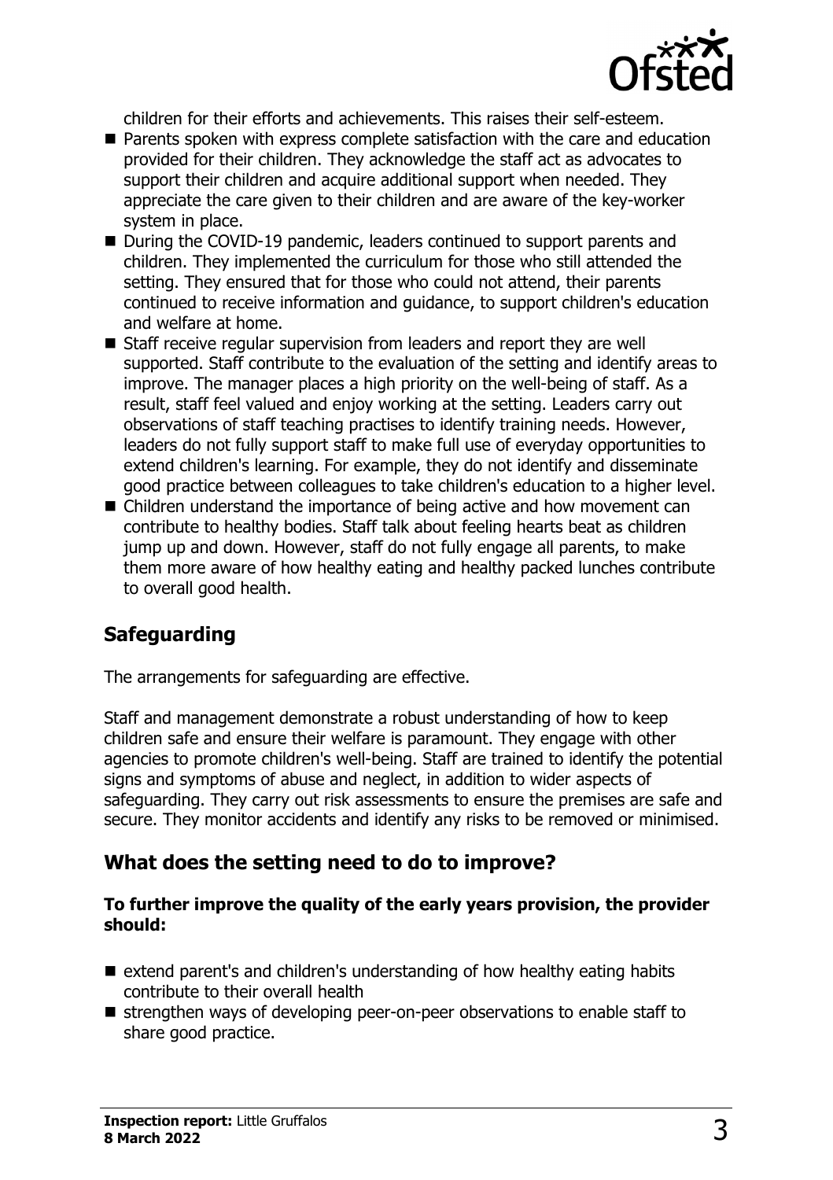children for their efforts and achievements. This raises their self-esteem.

- Parents spoken with express complete satisfaction with the care and education provided for their children. They acknowledge the staff act as advocates to support their children and acquire additional support when needed. They appreciate the care given to their children and are aware of the key-worker system in place.
- During the COVID-19 pandemic, leaders continued to support parents and children. They implemented the curriculum for those who still attended the setting. They ensured that for those who could not attend, their parents continued to receive information and guidance, to support children's education and welfare at home.
- Staff receive regular supervision from leaders and report they are well supported. Staff contribute to the evaluation of the setting and identify areas to improve. The manager places a high priority on the well-being of staff. As a result, staff feel valued and enjoy working at the setting. Leaders carry out observations of staff teaching practises to identify training needs. However, leaders do not fully support staff to make full use of everyday opportunities to extend children's learning. For example, they do not identify and disseminate good practice between colleagues to take children's education to a higher level.
- Children understand the importance of being active and how movement can contribute to healthy bodies. Staff talk about feeling hearts beat as children jump up and down. However, staff do not fully engage all parents, to make them more aware of how healthy eating and healthy packed lunches contribute to overall good health.

## Safeguarding

The arrangements for safeguarding are effective.

Staff and management demonstrate a robust understanding of how to keep children safe and ensure their welfare is paramount. They engage with other agencies to promote children's well-being. Staff are trained to identify the potential signs and symptoms of abuse and neglect, in addition to wider aspects of safeguarding. They carry out risk assessments to ensure the premises are safe and secure. They monitor accidents and identify any risks to be removed or minimised.

## What does the setting need to do to improve?

**To further improve the quality of the early years provision, the provider should:**

- extend parent's and children's understanding of how healthy eating habits contribute to their overall health
- strengthen ways of developing peer-on-peer observations to enable staff to share good practice.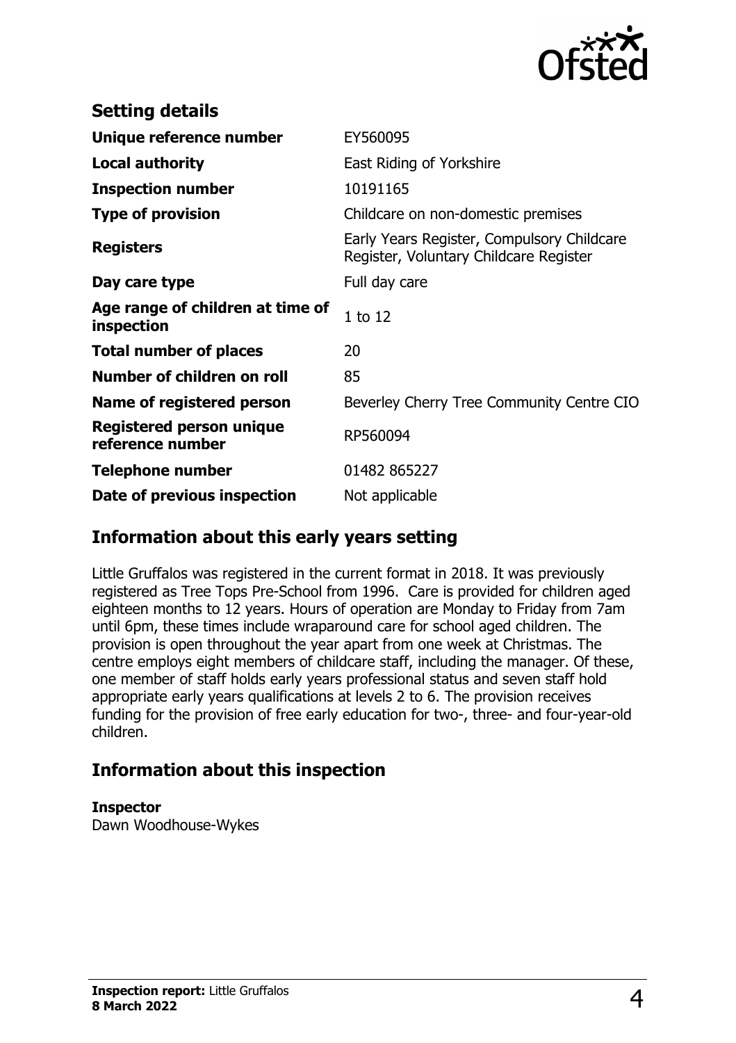## Setting details

| | |
|---|---|
| **Unique reference number** | EY560095 |
| **Local authority** | East Riding of Yorkshire |
| **Inspection number** | 10191165 |
| **Type of provision** | Childcare on non-domestic premises |
| **Registers** | Early Years Register, Compulsory Childcare Register, Voluntary Childcare Register |
| **Day care type** | Full day care |
| **Age range of children at time of inspection** | 1 to 12 |
| **Total number of places** | 20 |
| **Number of children on roll** | 85 |
| **Name of registered person** | Beverley Cherry Tree Community Centre CIO |
| **Registered person unique reference number** | RP560094 |
| **Telephone number** | 01482 865227 |
| **Date of previous inspection** | Not applicable |

## Information about this early years setting

Little Gruffalos was registered in the current format in 2018. It was previously registered as Tree Tops Pre-School from 1996. Care is provided for children aged eighteen months to 12 years. Hours of operation are Monday to Friday from 7am until 6pm, these times include wraparound care for school aged children. The provision is open throughout the year apart from one week at Christmas. The centre employs eight members of childcare staff, including the manager. Of these, one member of staff holds early years professional status and seven staff hold appropriate early years qualifications at levels 2 to 6. The provision receives funding for the provision of free early education for two-, three- and four-year-old children.

## Information about this inspection

**Inspector**
Dawn Woodhouse-Wykes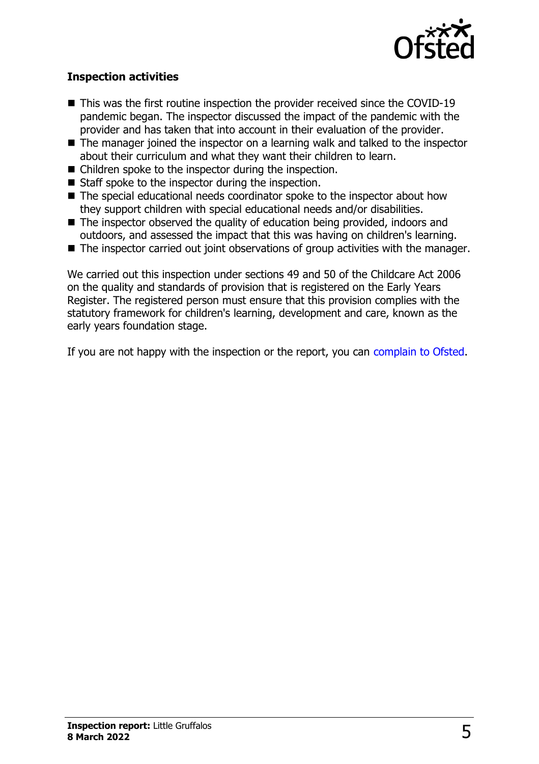### Inspection activities

- This was the first routine inspection the provider received since the COVID-19 pandemic began. The inspector discussed the impact of the pandemic with the provider and has taken that into account in their evaluation of the provider.
- The manager joined the inspector on a learning walk and talked to the inspector about their curriculum and what they want their children to learn.
- Children spoke to the inspector during the inspection.
- Staff spoke to the inspector during the inspection.
- The special educational needs coordinator spoke to the inspector about how they support children with special educational needs and/or disabilities.
- The inspector observed the quality of education being provided, indoors and outdoors, and assessed the impact that this was having on children's learning.
- The inspector carried out joint observations of group activities with the manager.

We carried out this inspection under sections 49 and 50 of the Childcare Act 2006 on the quality and standards of provision that is registered on the Early Years Register. The registered person must ensure that this provision complies with the statutory framework for children's learning, development and care, known as the early years foundation stage.

If you are not happy with the inspection or the report, you can complain to Ofsted.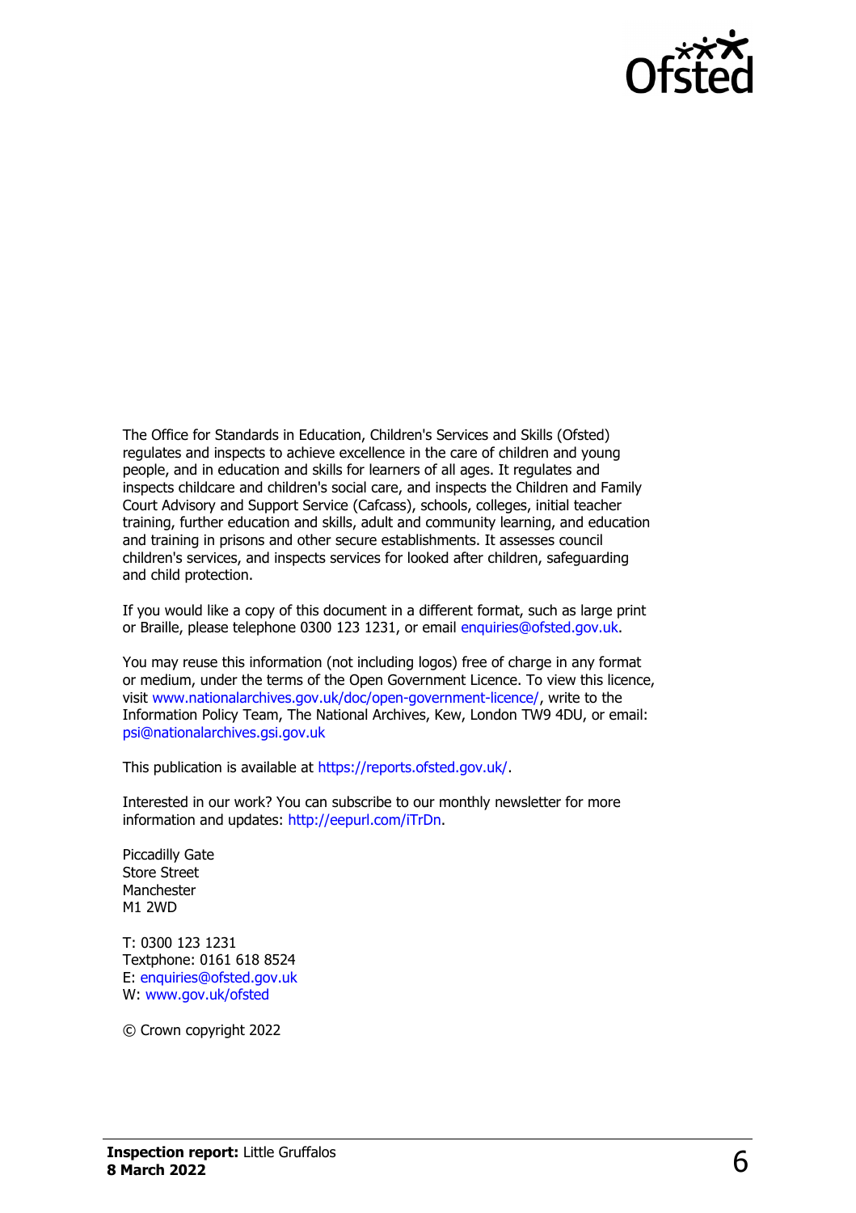The Office for Standards in Education, Children's Services and Skills (Ofsted) regulates and inspects to achieve excellence in the care of children and young people, and in education and skills for learners of all ages. It regulates and inspects childcare and children's social care, and inspects the Children and Family Court Advisory and Support Service (Cafcass), schools, colleges, initial teacher training, further education and skills, adult and community learning, and education and training in prisons and other secure establishments. It assesses council children's services, and inspects services for looked after children, safeguarding and child protection.

If you would like a copy of this document in a different format, such as large print or Braille, please telephone 0300 123 1231, or email enquiries@ofsted.gov.uk.

You may reuse this information (not including logos) free of charge in any format or medium, under the terms of the Open Government Licence. To view this licence, visit www.nationalarchives.gov.uk/doc/open-government-licence/, write to the Information Policy Team, The National Archives, Kew, London TW9 4DU, or email: psi@nationalarchives.gsi.gov.uk

This publication is available at https://reports.ofsted.gov.uk/.

Interested in our work? You can subscribe to our monthly newsletter for more information and updates: http://eepurl.com/iTrDn.

Piccadilly Gate
Store Street
Manchester
M1 2WD

T: 0300 123 1231
Textphone: 0161 618 8524
E: enquiries@ofsted.gov.uk
W: www.gov.uk/ofsted

© Crown copyright 2022